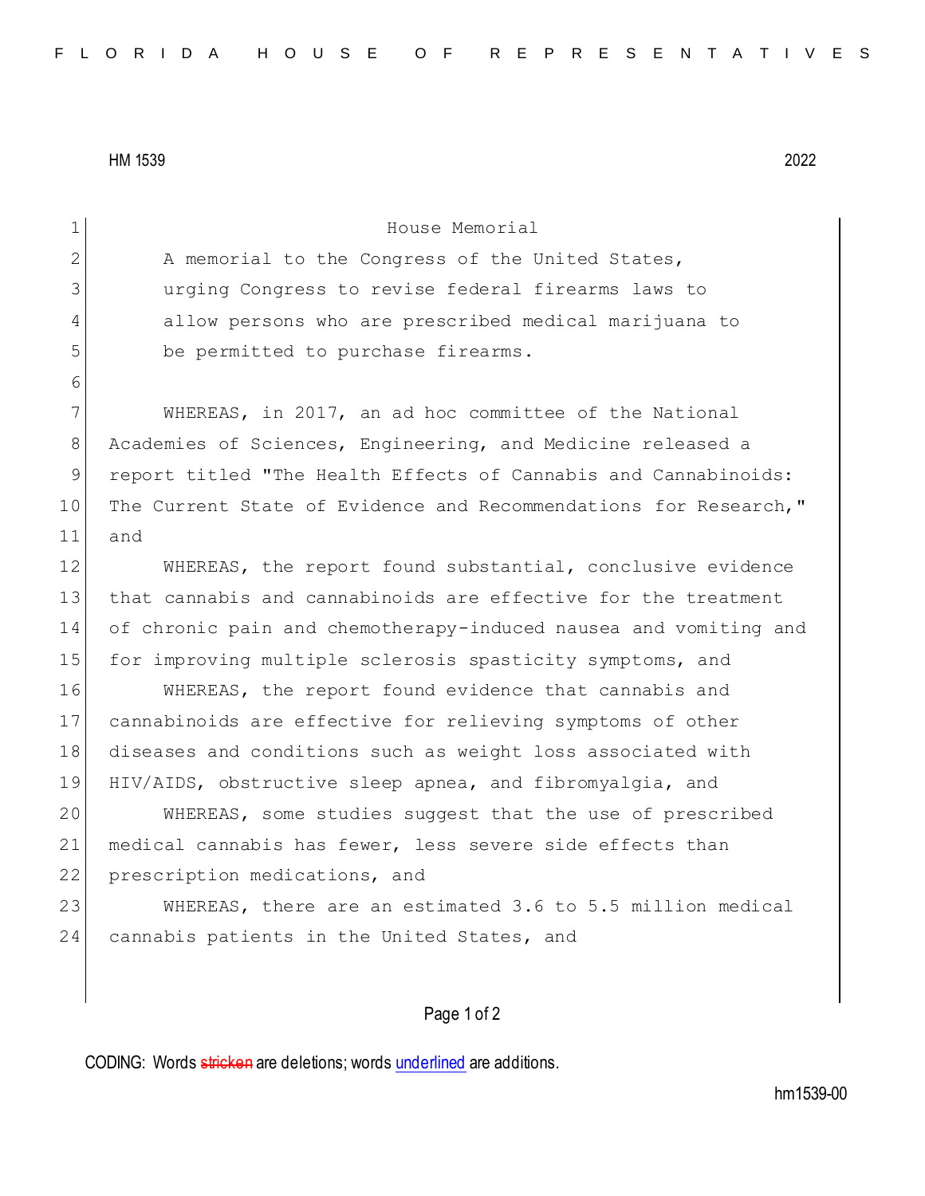HM 1539 2022

# House Memorial

A memorial to the Congress of the United States, urging Congress to revise federal firearms laws to allow persons who are prescribed medical marijuana to be permitted to purchase firearms.

WHEREAS, in 2017, an ad hoc committee of the National Academies of Sciences, Engineering, and Medicine released a report titled "The Health Effects of Cannabis and Cannabinoids: The Current State of Evidence and Recommendations for Research," and

WHEREAS, the report found substantial, conclusive evidence that cannabis and cannabinoids are effective for the treatment of chronic pain and chemotherapy-induced nausea and vomiting and for improving multiple sclerosis spasticity symptoms, and

WHEREAS, the report found evidence that cannabis and cannabinoids are effective for relieving symptoms of other diseases and conditions such as weight loss associated with HIV/AIDS, obstructive sleep apnea, and fibromyalgia, and

WHEREAS, some studies suggest that the use of prescribed medical cannabis has fewer, less severe side effects than prescription medications, and

WHEREAS, there are an estimated 3.6 to 5.5 million medical cannabis patients in the United States, and

CODING: Words stricken are deletions; words underlined are additions.

hm1539-00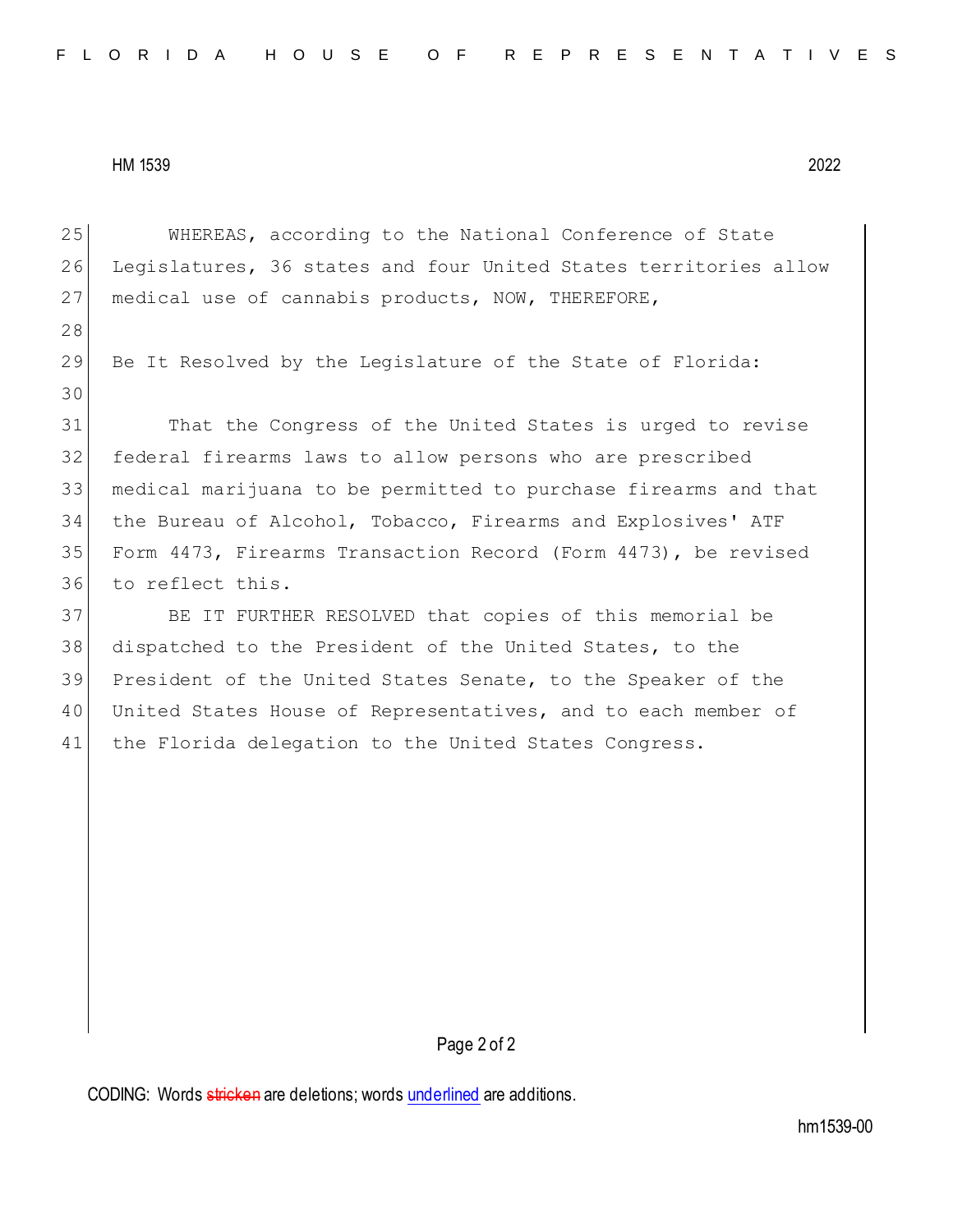WHEREAS, according to the National Conference of State Legislatures, 36 states and four United States territories allow medical use of cannabis products, NOW, THEREFORE,

Be It Resolved by the Legislature of the State of Florida:

That the Congress of the United States is urged to revise federal firearms laws to allow persons who are prescribed medical marijuana to be permitted to purchase firearms and that the Bureau of Alcohol, Tobacco, Firearms and Explosives' ATF Form 4473, Firearms Transaction Record (Form 4473), be revised to reflect this.

BE IT FURTHER RESOLVED that copies of this memorial be dispatched to the President of the United States, to the President of the United States Senate, to the Speaker of the United States House of Representatives, and to each member of the Florida delegation to the United States Congress.